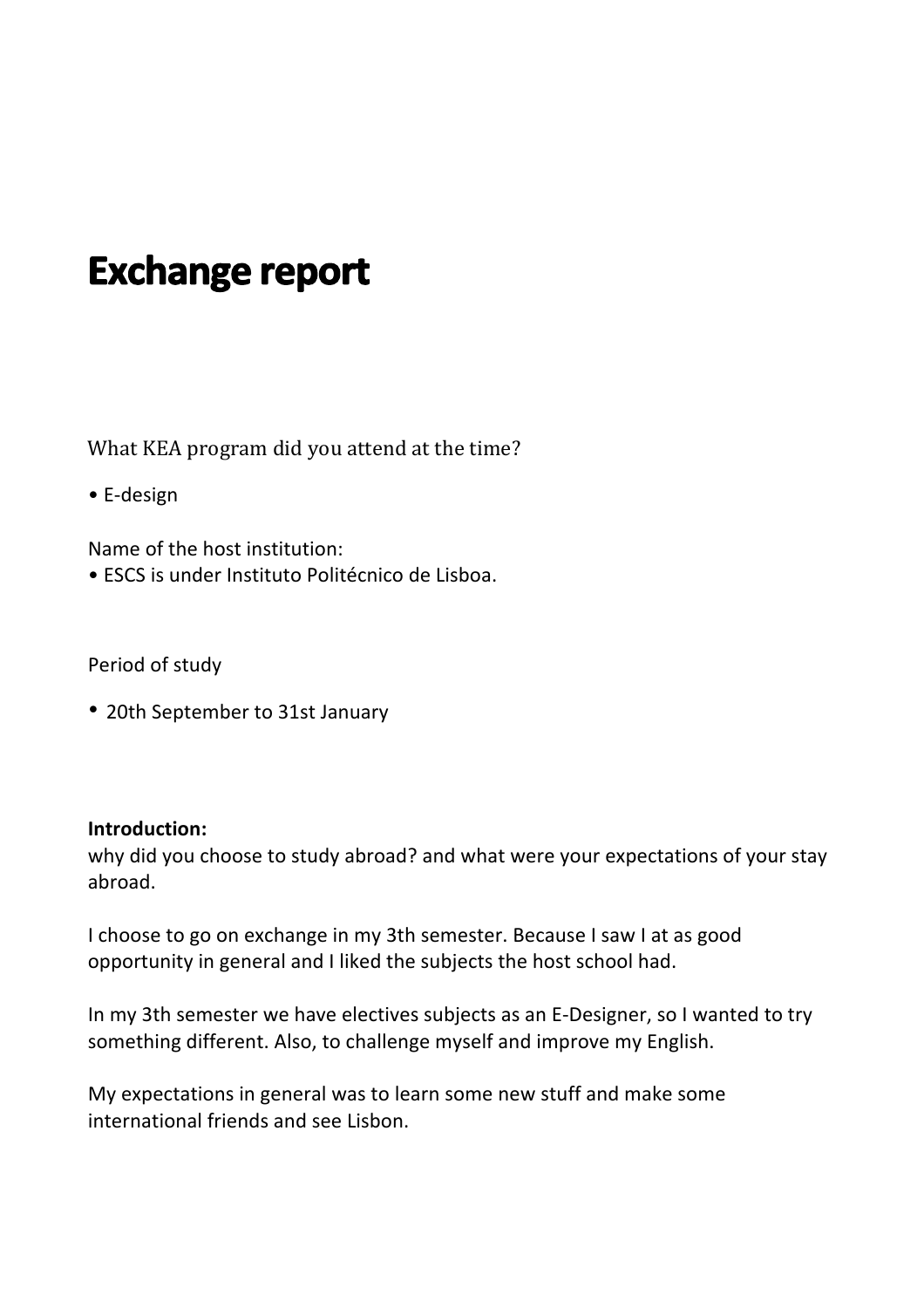# Exchange report

What KEA program did you attend at the time?

- E-design

Name of the host institution:
- ESCS is under Instituto Politécnico de Lisboa.

Period of study

- 20th September to 31st January

**Introduction:**
why did you choose to study abroad? and what were your expectations of your stay abroad.

I choose to go on exchange in my 3th semester. Because I saw I at as good opportunity in general and I liked the subjects the host school had.

In my 3th semester we have electives subjects as an E-Designer, so I wanted to try something different. Also, to challenge myself and improve my English.

My expectations in general was to learn some new stuff and make some international friends and see Lisbon.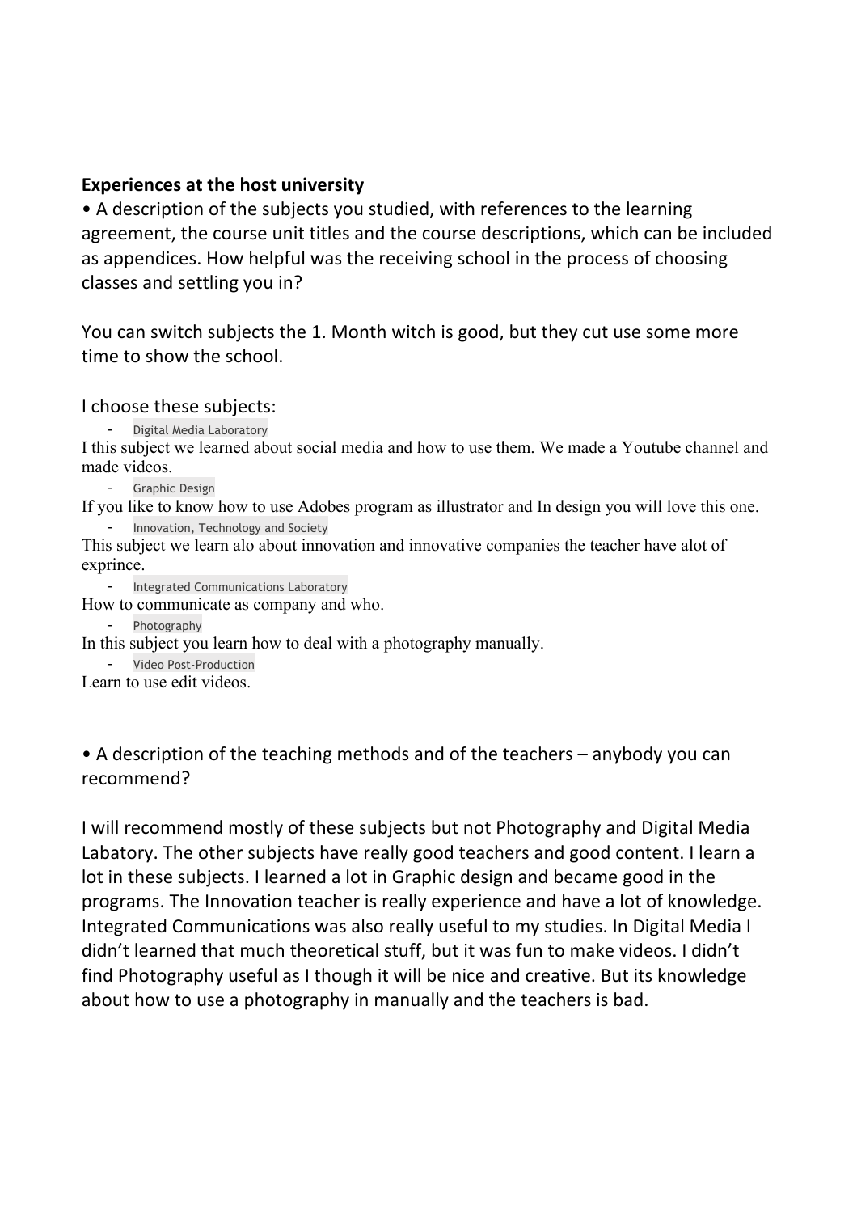**Experiences at the host university**

• A description of the subjects you studied, with references to the learning agreement, the course unit titles and the course descriptions, which can be included as appendices. How helpful was the receiving school in the process of choosing classes and settling you in?

You can switch subjects the 1. Month witch is good, but they cut use some more time to show the school.

I choose these subjects:

- Digital Media Laboratory

I this subject we learned about social media and how to use them. We made a Youtube channel and made videos.

- Graphic Design

If you like to know how to use Adobes program as illustrator and In design you will love this one.

- Innovation, Technology and Society

This subject we learn alo about innovation and innovative companies the teacher have alot of exprince.

- Integrated Communications Laboratory

How to communicate as company and who.

- Photography

In this subject you learn how to deal with a photography manually.

- Video Post-Production

Learn to use edit videos.

• A description of the teaching methods and of the teachers – anybody you can recommend?

I will recommend mostly of these subjects but not Photography and Digital Media Labatory. The other subjects have really good teachers and good content. I learn a lot in these subjects. I learned a lot in Graphic design and became good in the programs. The Innovation teacher is really experience and have a lot of knowledge. Integrated Communications was also really useful to my studies. In Digital Media I didn't learned that much theoretical stuff, but it was fun to make videos. I didn't find Photography useful as I though it will be nice and creative. But its knowledge about how to use a photography in manually and the teachers is bad.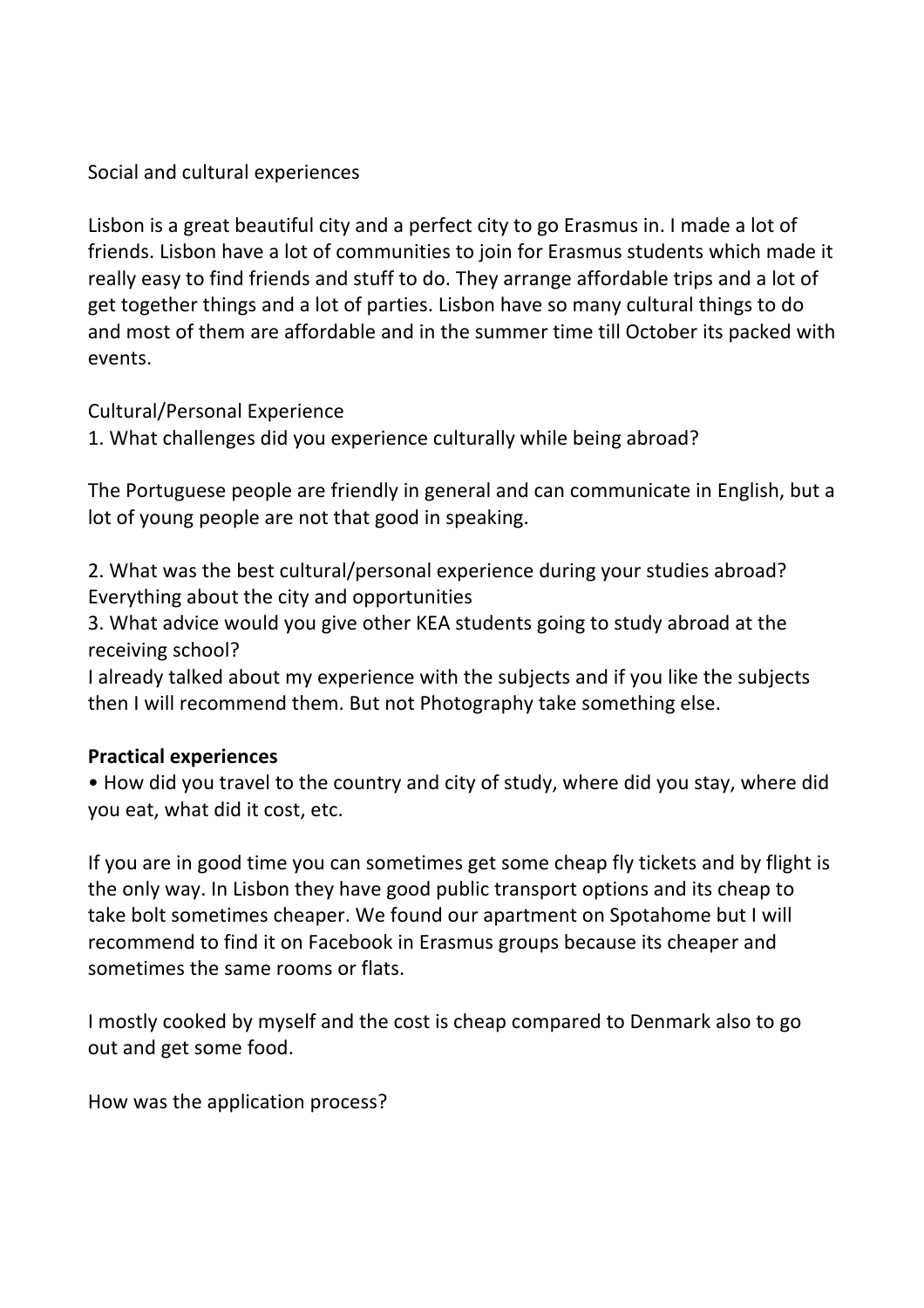Social and cultural experiences

Lisbon is a great beautiful city and a perfect city to go Erasmus in. I made a lot of friends. Lisbon have a lot of communities to join for Erasmus students which made it really easy to find friends and stuff to do. They arrange affordable trips and a lot of get together things and a lot of parties. Lisbon have so many cultural things to do and most of them are affordable and in the summer time till October its packed with events.

Cultural/Personal Experience

1. What challenges did you experience culturally while being abroad?

The Portuguese people are friendly in general and can communicate in English, but a lot of young people are not that good in speaking.

2. What was the best cultural/personal experience during your studies abroad?
Everything about the city and opportunities
3. What advice would you give other KEA students going to study abroad at the receiving school?
I already talked about my experience with the subjects and if you like the subjects then I will recommend them. But not Photography take something else.

**Practical experiences**

• How did you travel to the country and city of study, where did you stay, where did you eat, what did it cost, etc.

If you are in good time you can sometimes get some cheap fly tickets and by flight is the only way. In Lisbon they have good public transport options and its cheap to take bolt sometimes cheaper. We found our apartment on Spotahome but I will recommend to find it on Facebook in Erasmus groups because its cheaper and sometimes the same rooms or flats.

I mostly cooked by myself and the cost is cheap compared to Denmark also to go out and get some food.

How was the application process?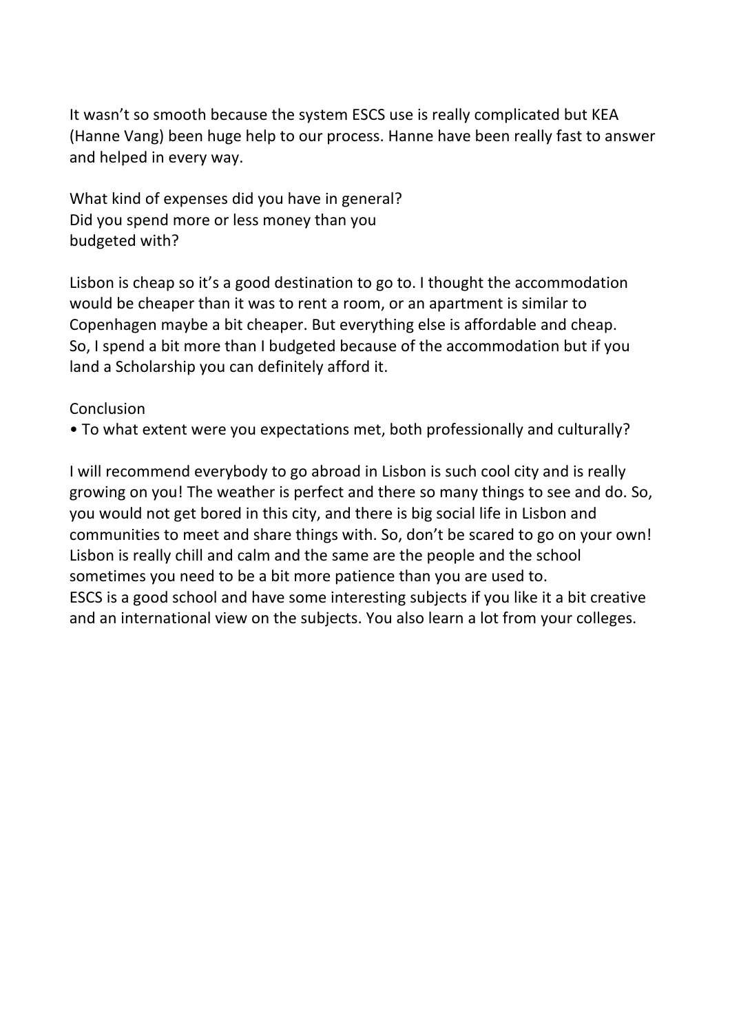It wasn't so smooth because the system ESCS use is really complicated but KEA (Hanne Vang) been huge help to our process. Hanne have been really fast to answer and helped in every way.

What kind of expenses did you have in general?
Did you spend more or less money than you
budgeted with?

Lisbon is cheap so it's a good destination to go to. I thought the accommodation would be cheaper than it was to rent a room, or an apartment is similar to Copenhagen maybe a bit cheaper. But everything else is affordable and cheap. So, I spend a bit more than I budgeted because of the accommodation but if you land a Scholarship you can definitely afford it.

Conclusion

- To what extent were you expectations met, both professionally and culturally?

I will recommend everybody to go abroad in Lisbon is such cool city and is really growing on you! The weather is perfect and there so many things to see and do. So, you would not get bored in this city, and there is big social life in Lisbon and communities to meet and share things with. So, don't be scared to go on your own! Lisbon is really chill and calm and the same are the people and the school sometimes you need to be a bit more patience than you are used to.
ESCS is a good school and have some interesting subjects if you like it a bit creative and an international view on the subjects. You also learn a lot from your colleges.